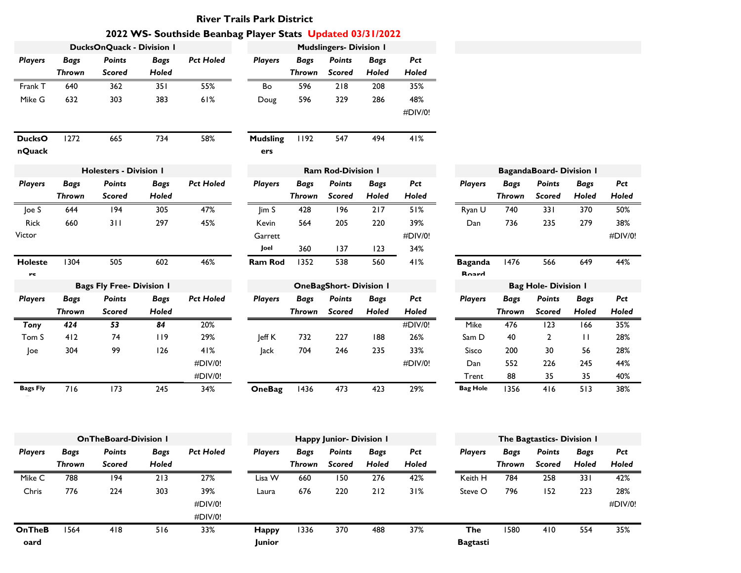# River Trails Park District

## 2022 WS- Southside Beanbag Player Stats Updated 03/31/2022

### DucksOnQuack - Division I

| Players | Bags Thrown | Points Scored | Bags Holed | Pct Holed |
|---|---|---|---|---|
| Frank T | 640 | 362 | 351 | 55% |
| Mike G | 632 | 303 | 383 | 61% |
| **DucksOnQuack** | 1272 | 665 | 734 | 58% |

### Mudslingers- Division I

| Players | Bags Thrown | Points Scored | Bags Holed | Pct Holed |
|---|---|---|---|---|
| Bo | 596 | 218 | 208 | 35% |
| Doug | 596 | 329 | 286 | 48% |
| | | | | #DIV/0! |
| **Mudslingers** | 1192 | 547 | 494 | 41% |

### Holesters - Division I

| Players | Bags Thrown | Points Scored | Bags Holed | Pct Holed |
|---|---|---|---|---|
| Joe S | 644 | 194 | 305 | 47% |
| Rick | 660 | 311 | 297 | 45% |
| Victor | | | | |
| **Holesters** | 1304 | 505 | 602 | 46% |

### Ram Rod-Division I

| Players | Bags Thrown | Points Scored | Bags Holed | Pct Holed |
|---|---|---|---|---|
| Jim S | 428 | 196 | 217 | 51% |
| Kevin | 564 | 205 | 220 | 39% |
| Garrett | | | | #DIV/0! |
| Joel | 360 | 137 | 123 | 34% |
| **Ram Rod** | 1352 | 538 | 560 | 41% |

### BagandaBoard- Division I

| Players | Bags Thrown | Points Scored | Bags Holed | Pct Holed |
|---|---|---|---|---|
| Ryan U | 740 | 331 | 370 | 50% |
| Dan | 736 | 235 | 279 | 38% |
| | | | | #DIV/0! |
| **Baganda Board** | 1476 | 566 | 649 | 44% |

### Bags Fly Free- Division I

| Players | Bags Thrown | Points Scored | Bags Holed | Pct Holed |
|---|---|---|---|---|
| ***Tony*** | ***424*** | ***53*** | ***84*** | 20% |
| Tom S | 412 | 74 | 119 | 29% |
| Joe | 304 | 99 | 126 | 41% |
| | | | | #DIV/0! |
| | | | | #DIV/0! |
| **Bags Fly Free** | 716 | 173 | 245 | 34% |

### OneBagShort- Division I

| Players | Bags Thrown | Points Scored | Bags Holed | Pct Holed |
|---|---|---|---|---|
| | | | | #DIV/0! |
| Jeff K | 732 | 227 | 188 | 26% |
| Jack | 704 | 246 | 235 | 33% |
| | | | | #DIV/0! |
| **OneBag** | 1436 | 473 | 423 | 29% |

### Bag Hole- Division I

| Players | Bags Thrown | Points Scored | Bags Holed | Pct Holed |
|---|---|---|---|---|
| Mike | 476 | 123 | 166 | 35% |
| Sam D | 40 | 2 | 11 | 28% |
| Sisco | 200 | 30 | 56 | 28% |
| Dan | 552 | 226 | 245 | 44% |
| Trent | 88 | 35 | 35 | 40% |
| **Bag Hole** | 1356 | 416 | 513 | 38% |

### OnTheBoard-Division I

| Players | Bags Thrown | Points Scored | Bags Holed | Pct Holed |
|---|---|---|---|---|
| Mike C | 788 | 194 | 213 | 27% |
| Chris | 776 | 224 | 303 | 39% |
| | | | | #DIV/0! |
| | | | | #DIV/0! |
| **OnTheBoard** | 1564 | 418 | 516 | 33% |

### Happy Junior- Division I

| Players | Bags Thrown | Points Scored | Bags Holed | Pct Holed |
|---|---|---|---|---|
| Lisa W | 660 | 150 | 276 | 42% |
| Laura | 676 | 220 | 212 | 31% |
| **Happy Junior** | 1336 | 370 | 488 | 37% |

### The Bagtastics- Division I

| Players | Bags Thrown | Points Scored | Bags Holed | Pct Holed |
|---|---|---|---|---|
| Keith H | 784 | 258 | 331 | 42% |
| Steve O | 796 | 152 | 223 | 28% |
| | | | | #DIV/0! |
| **The Bagtastics** | 1580 | 410 | 554 | 35% |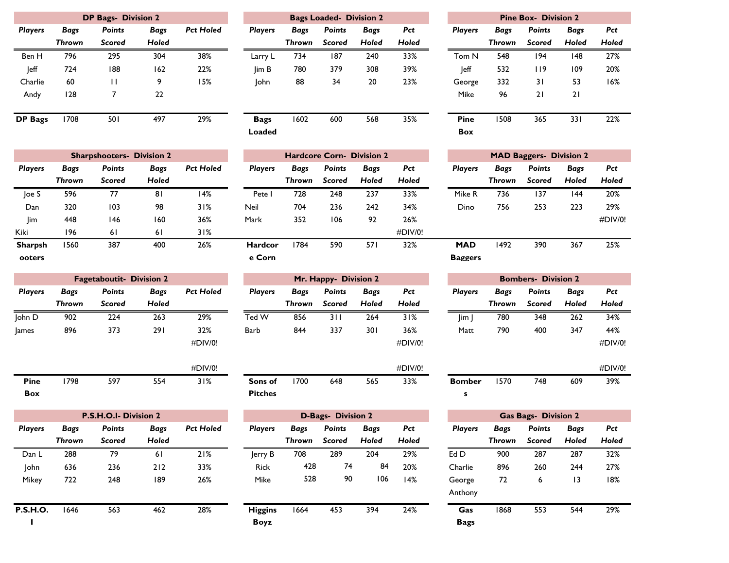| DP Bags- Division 2 | | | | |
|---|---|---|---|---|
| **Players** | **Bags Thrown** | **Points Scored** | **Bags Holed** | **Pct Holed** |
| Ben H | 796 | 295 | 304 | 38% |
| Jeff | 724 | 188 | 162 | 22% |
| Charlie | 60 | 11 | 9 | 15% |
| Andy | 128 | 7 | 22 | |
| **DP Bags** | 1708 | 501 | 497 | 29% |

| Bags Loaded- Division 2 | | | | |
|---|---|---|---|---|
| **Players** | **Bags Thrown** | **Points Scored** | **Bags Holed** | **Pct Holed** |
| Larry L | 734 | 187 | 240 | 33% |
| Jim B | 780 | 379 | 308 | 39% |
| John | 88 | 34 | 20 | 23% |
| **Bags Loaded** | 1602 | 600 | 568 | 35% |

| Pine Box- Division 2 | | | | |
|---|---|---|---|---|
| **Players** | **Bags Thrown** | **Points Scored** | **Bags Holed** | **Pct Holed** |
| Tom N | 548 | 194 | 148 | 27% |
| Jeff | 532 | 119 | 109 | 20% |
| George | 332 | 31 | 53 | 16% |
| Mike | 96 | 21 | 21 | |
| **Pine Box** | 1508 | 365 | 331 | 22% |

| Sharpshooters- Division 2 | | | | |
|---|---|---|---|---|
| **Players** | **Bags Thrown** | **Points Scored** | **Bags Holed** | **Pct Holed** |
| Joe S | 596 | 77 | 81 | 14% |
| Dan | 320 | 103 | 98 | 31% |
| Jim | 448 | 146 | 160 | 36% |
| Kiki | 196 | 61 | 61 | 31% |
| **Sharpshooters** | 1560 | 387 | 400 | 26% |

| Hardcore Corn- Division 2 | | | | |
|---|---|---|---|---|
| **Players** | **Bags Thrown** | **Points Scored** | **Bags Holed** | **Pct Holed** |
| Pete I | 728 | 248 | 237 | 33% |
| Neil | 704 | 236 | 242 | 34% |
| Mark | 352 | 106 | 92 | 26% |
| | | | | #DIV/0! |
| **Hardcore Corn** | 1784 | 590 | 571 | 32% |

| MAD Baggers- Division 2 | | | | |
|---|---|---|---|---|
| **Players** | **Bags Thrown** | **Points Scored** | **Bags Holed** | **Pct Holed** |
| Mike R | 736 | 137 | 144 | 20% |
| Dino | 756 | 253 | 223 | 29% |
| | | | | #DIV/0! |
| **MAD Baggers** | 1492 | 390 | 367 | 25% |

| Fagetaboutit- Division 2 | | | | |
|---|---|---|---|---|
| **Players** | **Bags Thrown** | **Points Scored** | **Bags Holed** | **Pct Holed** |
| John D | 902 | 224 | 263 | 29% |
| James | 896 | 373 | 291 | 32% |
| | | | | #DIV/0! |
| | | | | #DIV/0! |
| **Pine Box** | 1798 | 597 | 554 | 31% |

| Mr. Happy- Division 2 | | | | |
|---|---|---|---|---|
| **Players** | **Bags Thrown** | **Points Scored** | **Bags Holed** | **Pct Holed** |
| Ted W | 856 | 311 | 264 | 31% |
| Barb | 844 | 337 | 301 | 36% |
| | | | | #DIV/0! |
| | | | | #DIV/0! |
| **Sons of Pitches** | 1700 | 648 | 565 | 33% |

| Bombers- Division 2 | | | | |
|---|---|---|---|---|
| **Players** | **Bags Thrown** | **Points Scored** | **Bags Holed** | **Pct Holed** |
| Jim J | 780 | 348 | 262 | 34% |
| Matt | 790 | 400 | 347 | 44% |
| | | | | #DIV/0! |
| | | | | #DIV/0! |
| **Bombers** | 1570 | 748 | 609 | 39% |

| P.S.H.O.I- Division 2 | | | | |
|---|---|---|---|---|
| **Players** | **Bags Thrown** | **Points Scored** | **Bags Holed** | **Pct Holed** |
| Dan L | 288 | 79 | 61 | 21% |
| John | 636 | 236 | 212 | 33% |
| Mikey | 722 | 248 | 189 | 26% |
| **P.S.H.O.I** | 1646 | 563 | 462 | 28% |

| D-Bags- Division 2 | | | | |
|---|---|---|---|---|
| **Players** | **Bags Thrown** | **Points Scored** | **Bags Holed** | **Pct Holed** |
| Jerry B | 708 | 289 | 204 | 29% |
| Rick | 428 | 74 | 84 | 20% |
| Mike | 528 | 90 | 106 | 14% |
| **Higgins Boyz** | 1664 | 453 | 394 | 24% |

| Gas Bags- Division 2 | | | | |
|---|---|---|---|---|
| **Players** | **Bags Thrown** | **Points Scored** | **Bags Holed** | **Pct Holed** |
| Ed D | 900 | 287 | 287 | 32% |
| Charlie | 896 | 260 | 244 | 27% |
| George Anthony | 72 | 6 | 13 | 18% |
| **Gas Bags** | 1868 | 553 | 544 | 29% |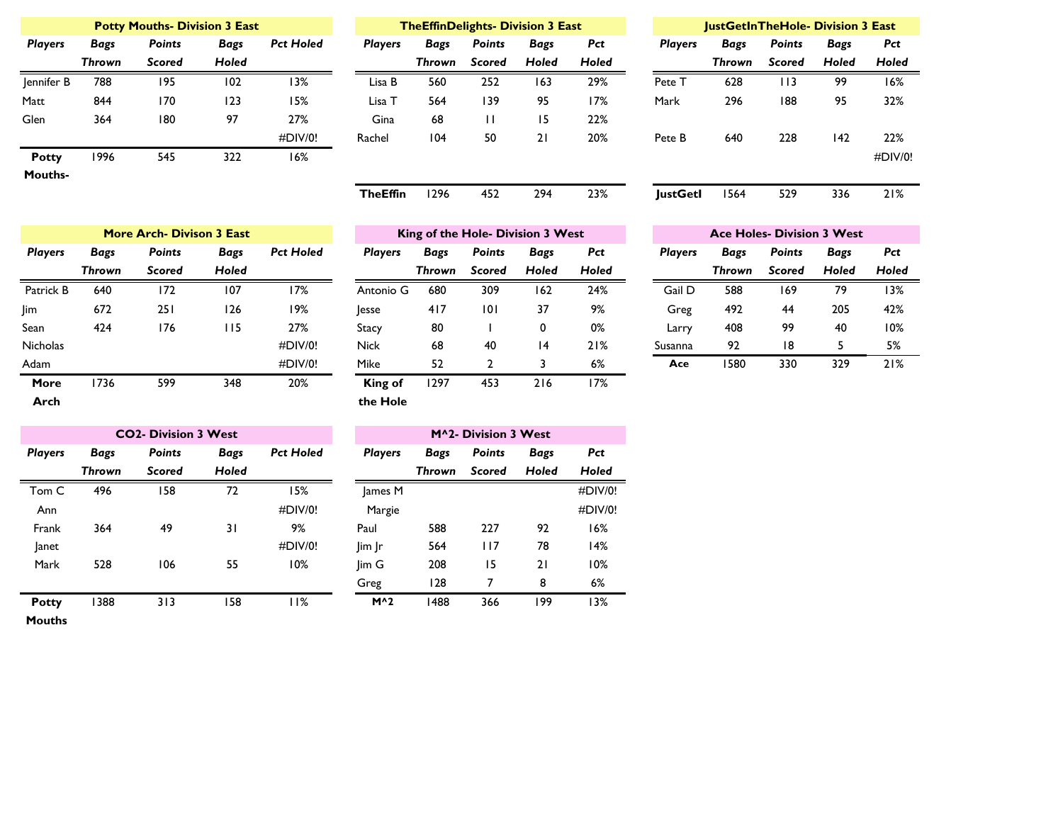### Potty Mouths- Division 3 East

| Players | Bags Thrown | Points Scored | Bags Holed | Pct Holed |
|---|---|---|---|---|
| Jennifer B | 788 | 195 | 102 | 13% |
| Matt | 844 | 170 | 123 | 15% |
| Glen | 364 | 180 | 97 | 27% |
| | | | | #DIV/0! |
| **Potty Mouths-** | 1996 | 545 | 322 | 16% |

### TheEffinDelights- Division 3 East

| Players | Bags Thrown | Points Scored | Bags Holed | Pct Holed |
|---|---|---|---|---|
| Lisa B | 560 | 252 | 163 | 29% |
| Lisa T | 564 | 139 | 95 | 17% |
| Gina | 68 | 11 | 15 | 22% |
| Rachel | 104 | 50 | 21 | 20% |
| **TheEffin** | 1296 | 452 | 294 | 23% |

### JustGetInTheHole- Division 3 East

| Players | Bags Thrown | Points Scored | Bags Holed | Pct Holed |
|---|---|---|---|---|
| Pete T | 628 | 113 | 99 | 16% |
| Mark | 296 | 188 | 95 | 32% |
| Pete B | 640 | 228 | 142 | 22% |
| | | | | #DIV/0! |
| **JustGetI** | 1564 | 529 | 336 | 21% |

### More Arch- Divison 3 East

| Players | Bags Thrown | Points Scored | Bags Holed | Pct Holed |
|---|---|---|---|---|
| Patrick B | 640 | 172 | 107 | 17% |
| Jim | 672 | 251 | 126 | 19% |
| Sean | 424 | 176 | 115 | 27% |
| Nicholas | | | | #DIV/0! |
| Adam | | | | #DIV/0! |
| **More Arch** | 1736 | 599 | 348 | 20% |

### King of the Hole- Division 3 West

| Players | Bags Thrown | Points Scored | Bags Holed | Pct Holed |
|---|---|---|---|---|
| Antonio G | 680 | 309 | 162 | 24% |
| Jesse | 417 | 101 | 37 | 9% |
| Stacy | 80 | 1 | 0 | 0% |
| Nick | 68 | 40 | 14 | 21% |
| Mike | 52 | 2 | 3 | 6% |
| **King of the Hole** | 1297 | 453 | 216 | 17% |

### Ace Holes- Division 3 West

| Players | Bags Thrown | Points Scored | Bags Holed | Pct Holed |
|---|---|---|---|---|
| Gail D | 588 | 169 | 79 | 13% |
| Greg | 492 | 44 | 205 | 42% |
| Larry | 408 | 99 | 40 | 10% |
| Susanna | 92 | 18 | 5 | 5% |
| **Ace** | 1580 | 330 | 329 | 21% |

### CO2- Division 3 West

| Players | Bags Thrown | Points Scored | Bags Holed | Pct Holed |
|---|---|---|---|---|
| Tom C | 496 | 158 | 72 | 15% |
| Ann | | | | #DIV/0! |
| Frank | 364 | 49 | 31 | 9% |
| Janet | | | | #DIV/0! |
| Mark | 528 | 106 | 55 | 10% |
| **Potty Mouths** | 1388 | 313 | 158 | 11% |

### M^2- Division 3 West

| Players | Bags Thrown | Points Scored | Bags Holed | Pct Holed |
|---|---|---|---|---|
| James M | | | | #DIV/0! |
| Margie | | | | #DIV/0! |
| Paul | 588 | 227 | 92 | 16% |
| Jim Jr | 564 | 117 | 78 | 14% |
| Jim G | 208 | 15 | 21 | 10% |
| Greg | 128 | 7 | 8 | 6% |
| **M^2** | 1488 | 366 | 199 | 13% |